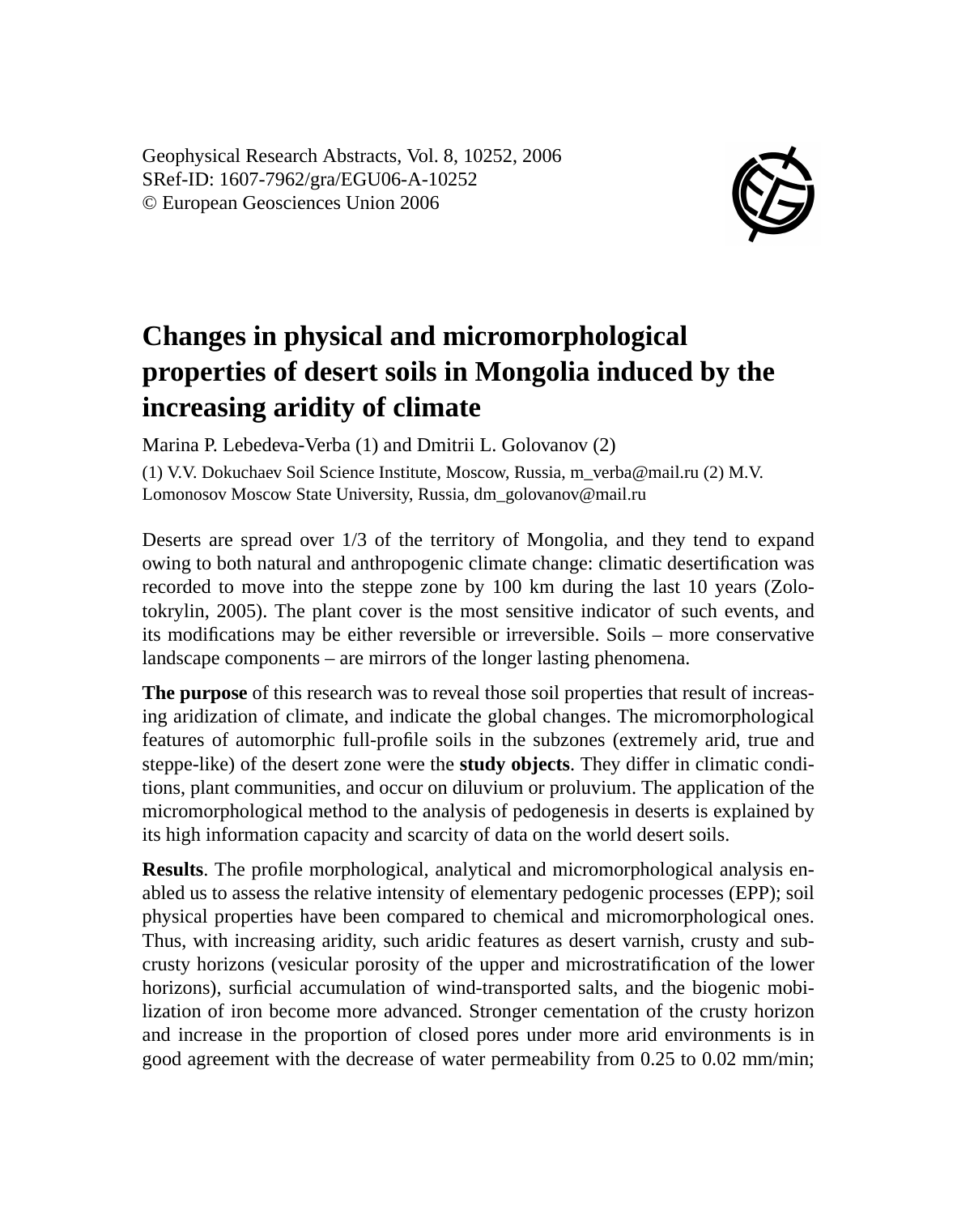Geophysical Research Abstracts, Vol. 8, 10252, 2006
SRef-ID: 1607-7962/gra/EGU06-A-10252
© European Geosciences Union 2006

# Changes in physical and micromorphological properties of desert soils in Mongolia induced by the increasing aridity of climate

Marina P. Lebedeva-Verba (1) and Dmitrii L. Golovanov (2)

(1) V.V. Dokuchaev Soil Science Institute, Moscow, Russia, m_verba@mail.ru (2) M.V. Lomonosov Moscow State University, Russia, dm_golovanov@mail.ru

Deserts are spread over 1/3 of the territory of Mongolia, and they tend to expand owing to both natural and anthropogenic climate change: climatic desertification was recorded to move into the steppe zone by 100 km during the last 10 years (Zolotokrylin, 2005). The plant cover is the most sensitive indicator of such events, and its modifications may be either reversible or irreversible. Soils – more conservative landscape components – are mirrors of the longer lasting phenomena.

**The purpose** of this research was to reveal those soil properties that result of increasing aridization of climate, and indicate the global changes. The micromorphological features of automorphic full-profile soils in the subzones (extremely arid, true and steppe-like) of the desert zone were the **study objects**. They differ in climatic conditions, plant communities, and occur on diluvium or proluvium. The application of the micromorphological method to the analysis of pedogenesis in deserts is explained by its high information capacity and scarcity of data on the world desert soils.

**Results**. The profile morphological, analytical and micromorphological analysis enabled us to assess the relative intensity of elementary pedogenic processes (EPP); soil physical properties have been compared to chemical and micromorphological ones. Thus, with increasing aridity, such aridic features as desert varnish, crusty and subcrusty horizons (vesicular porosity of the upper and microstratification of the lower horizons), surficial accumulation of wind-transported salts, and the biogenic mobilization of iron become more advanced. Stronger cementation of the crusty horizon and increase in the proportion of closed pores under more arid environments is in good agreement with the decrease of water permeability from 0.25 to 0.02 mm/min;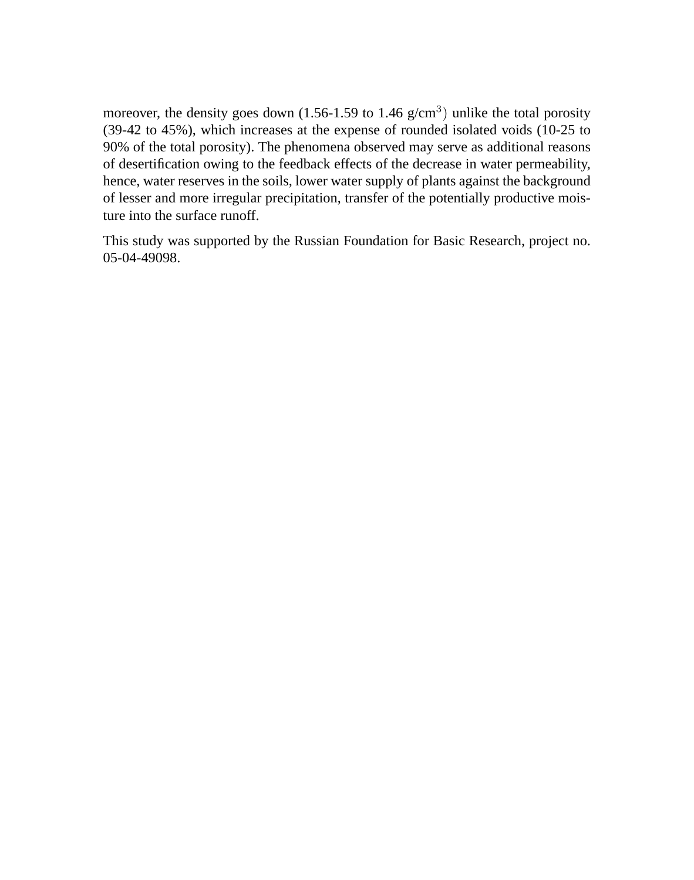moreover, the density goes down (1.56-1.59 to 1.46 g/cm$^3$) unlike the total porosity (39-42 to 45%), which increases at the expense of rounded isolated voids (10-25 to 90% of the total porosity). The phenomena observed may serve as additional reasons of desertification owing to the feedback effects of the decrease in water permeability, hence, water reserves in the soils, lower water supply of plants against the background of lesser and more irregular precipitation, transfer of the potentially productive moisture into the surface runoff.

This study was supported by the Russian Foundation for Basic Research, project no. 05-04-49098.